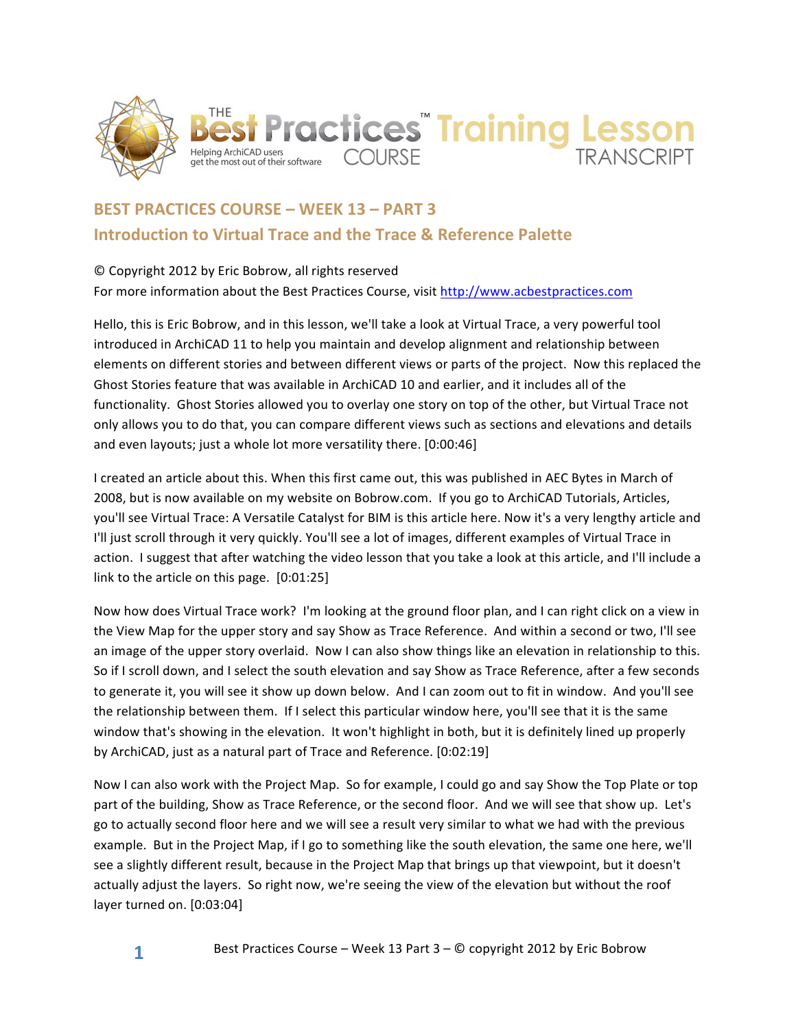# THE Best Practices™ COURSE Training Lesson TRANSCRIPT

Helping ArchiCAD users get the most out of their software

## BEST PRACTICES COURSE – WEEK 13 – PART 3

## Introduction to Virtual Trace and the Trace & Reference Palette

© Copyright 2012 by Eric Bobrow, all rights reserved

For more information about the Best Practices Course, visit http://www.acbestpractices.com

Hello, this is Eric Bobrow, and in this lesson, we'll take a look at Virtual Trace, a very powerful tool introduced in ArchiCAD 11 to help you maintain and develop alignment and relationship between elements on different stories and between different views or parts of the project. Now this replaced the Ghost Stories feature that was available in ArchiCAD 10 and earlier, and it includes all of the functionality. Ghost Stories allowed you to overlay one story on top of the other, but Virtual Trace not only allows you to do that, you can compare different views such as sections and elevations and details and even layouts; just a whole lot more versatility there. [0:00:46]

I created an article about this. When this first came out, this was published in AEC Bytes in March of 2008, but is now available on my website on Bobrow.com. If you go to ArchiCAD Tutorials, Articles, you'll see Virtual Trace: A Versatile Catalyst for BIM is this article here. Now it's a very lengthy article and I'll just scroll through it very quickly. You'll see a lot of images, different examples of Virtual Trace in action. I suggest that after watching the video lesson that you take a look at this article, and I'll include a link to the article on this page. [0:01:25]

Now how does Virtual Trace work? I'm looking at the ground floor plan, and I can right click on a view in the View Map for the upper story and say Show as Trace Reference. And within a second or two, I'll see an image of the upper story overlaid. Now I can also show things like an elevation in relationship to this. So if I scroll down, and I select the south elevation and say Show as Trace Reference, after a few seconds to generate it, you will see it show up down below. And I can zoom out to fit in window. And you'll see the relationship between them. If I select this particular window here, you'll see that it is the same window that's showing in the elevation. It won't highlight in both, but it is definitely lined up properly by ArchiCAD, just as a natural part of Trace and Reference. [0:02:19]

Now I can also work with the Project Map. So for example, I could go and say Show the Top Plate or top part of the building, Show as Trace Reference, or the second floor. And we will see that show up. Let's go to actually second floor here and we will see a result very similar to what we had with the previous example. But in the Project Map, if I go to something like the south elevation, the same one here, we'll see a slightly different result, because in the Project Map that brings up that viewpoint, but it doesn't actually adjust the layers. So right now, we're seeing the view of the elevation but without the roof layer turned on. [0:03:04]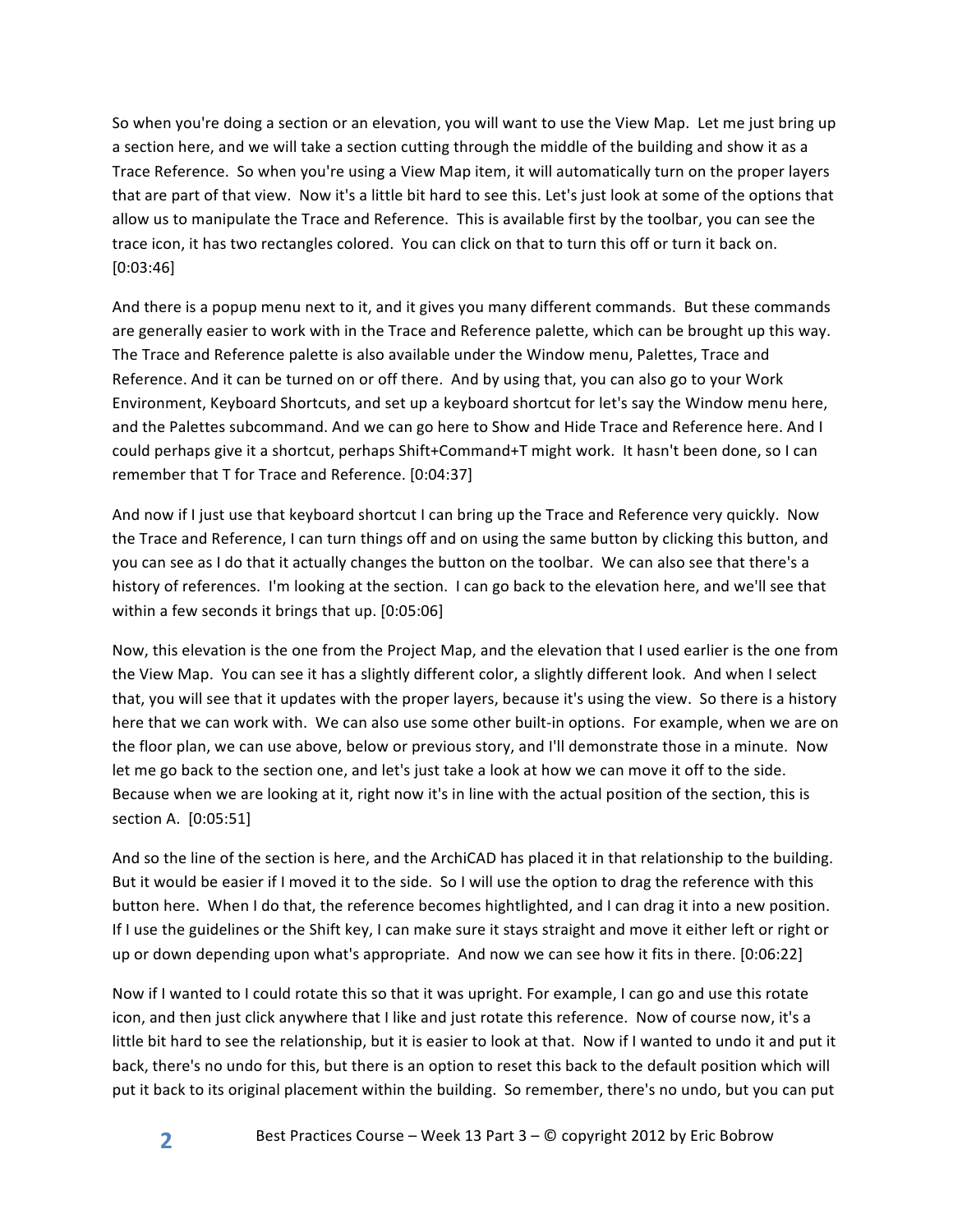So when you're doing a section or an elevation, you will want to use the View Map. Let me just bring up a section here, and we will take a section cutting through the middle of the building and show it as a Trace Reference. So when you're using a View Map item, it will automatically turn on the proper layers that are part of that view. Now it's a little bit hard to see this. Let's just look at some of the options that allow us to manipulate the Trace and Reference. This is available first by the toolbar, you can see the trace icon, it has two rectangles colored. You can click on that to turn this off or turn it back on. [0:03:46]

And there is a popup menu next to it, and it gives you many different commands. But these commands are generally easier to work with in the Trace and Reference palette, which can be brought up this way. The Trace and Reference palette is also available under the Window menu, Palettes, Trace and Reference. And it can be turned on or off there. And by using that, you can also go to your Work Environment, Keyboard Shortcuts, and set up a keyboard shortcut for let's say the Window menu here, and the Palettes subcommand. And we can go here to Show and Hide Trace and Reference here. And I could perhaps give it a shortcut, perhaps Shift+Command+T might work. It hasn't been done, so I can remember that T for Trace and Reference. [0:04:37]

And now if I just use that keyboard shortcut I can bring up the Trace and Reference very quickly. Now the Trace and Reference, I can turn things off and on using the same button by clicking this button, and you can see as I do that it actually changes the button on the toolbar. We can also see that there's a history of references. I'm looking at the section. I can go back to the elevation here, and we'll see that within a few seconds it brings that up. [0:05:06]

Now, this elevation is the one from the Project Map, and the elevation that I used earlier is the one from the View Map. You can see it has a slightly different color, a slightly different look. And when I select that, you will see that it updates with the proper layers, because it's using the view. So there is a history here that we can work with. We can also use some other built-in options. For example, when we are on the floor plan, we can use above, below or previous story, and I'll demonstrate those in a minute. Now let me go back to the section one, and let's just take a look at how we can move it off to the side. Because when we are looking at it, right now it's in line with the actual position of the section, this is section A. [0:05:51]

And so the line of the section is here, and the ArchiCAD has placed it in that relationship to the building. But it would be easier if I moved it to the side. So I will use the option to drag the reference with this button here. When I do that, the reference becomes hightlighted, and I can drag it into a new position. If I use the guidelines or the Shift key, I can make sure it stays straight and move it either left or right or up or down depending upon what's appropriate. And now we can see how it fits in there. [0:06:22]

Now if I wanted to I could rotate this so that it was upright. For example, I can go and use this rotate icon, and then just click anywhere that I like and just rotate this reference. Now of course now, it's a little bit hard to see the relationship, but it is easier to look at that. Now if I wanted to undo it and put it back, there's no undo for this, but there is an option to reset this back to the default position which will put it back to its original placement within the building. So remember, there's no undo, but you can put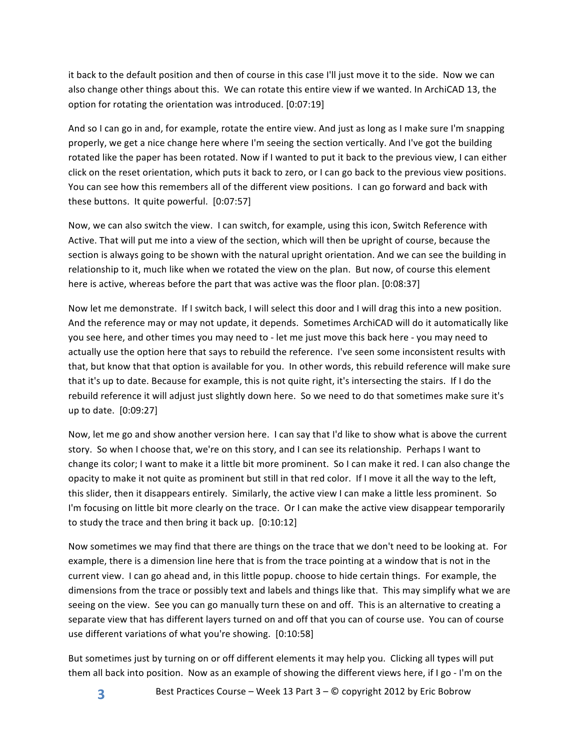it back to the default position and then of course in this case I'll just move it to the side. Now we can also change other things about this. We can rotate this entire view if we wanted. In ArchiCAD 13, the option for rotating the orientation was introduced. [0:07:19]

And so I can go in and, for example, rotate the entire view. And just as long as I make sure I'm snapping properly, we get a nice change here where I'm seeing the section vertically. And I've got the building rotated like the paper has been rotated. Now if I wanted to put it back to the previous view, I can either click on the reset orientation, which puts it back to zero, or I can go back to the previous view positions. You can see how this remembers all of the different view positions. I can go forward and back with these buttons. It quite powerful. [0:07:57]

Now, we can also switch the view. I can switch, for example, using this icon, Switch Reference with Active. That will put me into a view of the section, which will then be upright of course, because the section is always going to be shown with the natural upright orientation. And we can see the building in relationship to it, much like when we rotated the view on the plan. But now, of course this element here is active, whereas before the part that was active was the floor plan. [0:08:37]

Now let me demonstrate. If I switch back, I will select this door and I will drag this into a new position. And the reference may or may not update, it depends. Sometimes ArchiCAD will do it automatically like you see here, and other times you may need to - let me just move this back here - you may need to actually use the option here that says to rebuild the reference. I've seen some inconsistent results with that, but know that that option is available for you. In other words, this rebuild reference will make sure that it's up to date. Because for example, this is not quite right, it's intersecting the stairs. If I do the rebuild reference it will adjust just slightly down here. So we need to do that sometimes make sure it's up to date. [0:09:27]

Now, let me go and show another version here. I can say that I'd like to show what is above the current story. So when I choose that, we're on this story, and I can see its relationship. Perhaps I want to change its color; I want to make it a little bit more prominent. So I can make it red. I can also change the opacity to make it not quite as prominent but still in that red color. If I move it all the way to the left, this slider, then it disappears entirely. Similarly, the active view I can make a little less prominent. So I'm focusing on little bit more clearly on the trace. Or I can make the active view disappear temporarily to study the trace and then bring it back up. [0:10:12]

Now sometimes we may find that there are things on the trace that we don't need to be looking at. For example, there is a dimension line here that is from the trace pointing at a window that is not in the current view. I can go ahead and, in this little popup. choose to hide certain things. For example, the dimensions from the trace or possibly text and labels and things like that. This may simplify what we are seeing on the view. See you can go manually turn these on and off. This is an alternative to creating a separate view that has different layers turned on and off that you can of course use. You can of course use different variations of what you're showing. [0:10:58]

But sometimes just by turning on or off different elements it may help you. Clicking all types will put them all back into position. Now as an example of showing the different views here, if I go - I'm on the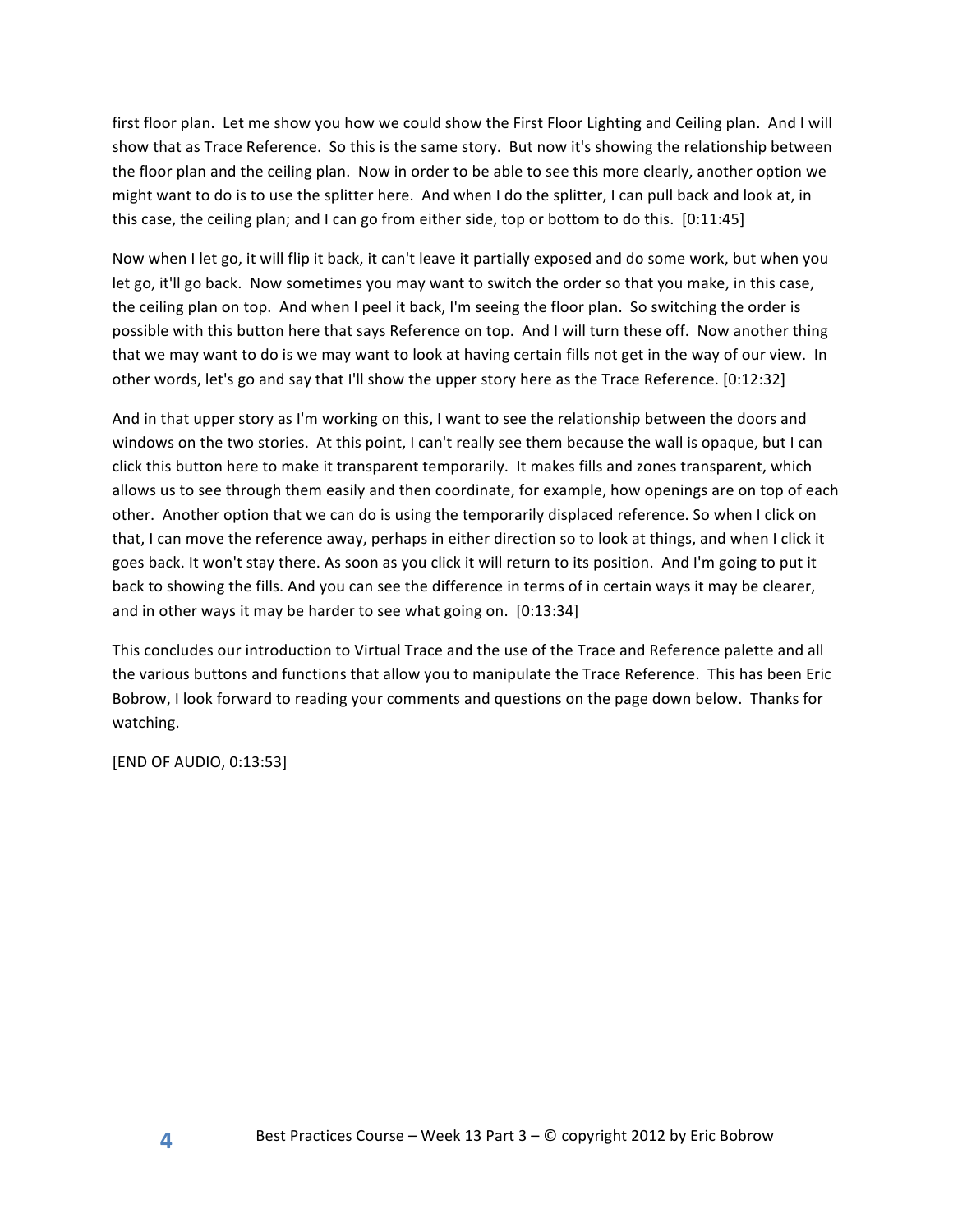first floor plan. Let me show you how we could show the First Floor Lighting and Ceiling plan. And I will show that as Trace Reference. So this is the same story. But now it's showing the relationship between the floor plan and the ceiling plan. Now in order to be able to see this more clearly, another option we might want to do is to use the splitter here. And when I do the splitter, I can pull back and look at, in this case, the ceiling plan; and I can go from either side, top or bottom to do this. [0:11:45]

Now when I let go, it will flip it back, it can't leave it partially exposed and do some work, but when you let go, it'll go back. Now sometimes you may want to switch the order so that you make, in this case, the ceiling plan on top. And when I peel it back, I'm seeing the floor plan. So switching the order is possible with this button here that says Reference on top. And I will turn these off. Now another thing that we may want to do is we may want to look at having certain fills not get in the way of our view. In other words, let's go and say that I'll show the upper story here as the Trace Reference. [0:12:32]

And in that upper story as I'm working on this, I want to see the relationship between the doors and windows on the two stories. At this point, I can't really see them because the wall is opaque, but I can click this button here to make it transparent temporarily. It makes fills and zones transparent, which allows us to see through them easily and then coordinate, for example, how openings are on top of each other. Another option that we can do is using the temporarily displaced reference. So when I click on that, I can move the reference away, perhaps in either direction so to look at things, and when I click it goes back. It won't stay there. As soon as you click it will return to its position. And I'm going to put it back to showing the fills. And you can see the difference in terms of in certain ways it may be clearer, and in other ways it may be harder to see what going on. [0:13:34]

This concludes our introduction to Virtual Trace and the use of the Trace and Reference palette and all the various buttons and functions that allow you to manipulate the Trace Reference. This has been Eric Bobrow, I look forward to reading your comments and questions on the page down below. Thanks for watching.

[END OF AUDIO, 0:13:53]